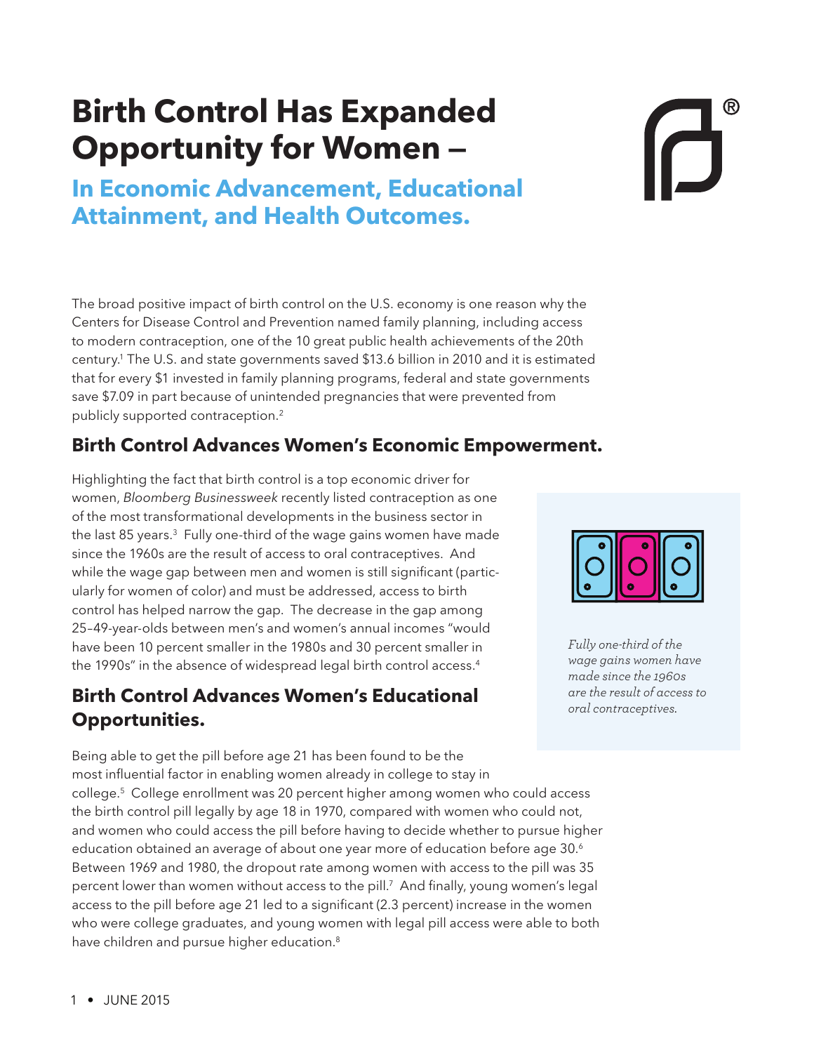# Birth Control Has Expanded Opportunity for Women –

## In Economic Advancement, Educational Attainment, and Health Outcomes.

The broad positive impact of birth control on the U.S. economy is one reason why the Centers for Disease Control and Prevention named family planning, including access to modern contraception, one of the 10 great public health achievements of the 20th century.[1] The U.S. and state governments saved $13.6 billion in 2010 and it is estimated that for every $1 invested in family planning programs, federal and state governments save $7.09 in part because of unintended pregnancies that were prevented from publicly supported contraception.[2]

### Birth Control Advances Women's Economic Empowerment.

Highlighting the fact that birth control is a top economic driver for women, *Bloomberg Businessweek* recently listed contraception as one of the most transformational developments in the business sector in the last 85 years.[3] Fully one-third of the wage gains women have made since the 1960s are the result of access to oral contraceptives. And while the wage gap between men and women is still significant (particularly for women of color) and must be addressed, access to birth control has helped narrow the gap. The decrease in the gap among 25–49-year-olds between men's and women's annual incomes "would have been 10 percent smaller in the 1980s and 30 percent smaller in the 1990s" in the absence of widespread legal birth control access.[4]

*Fully one-third of the wage gains women have made since the 1960s are the result of access to oral contraceptives.*

### Birth Control Advances Women's Educational Opportunities.

Being able to get the pill before age 21 has been found to be the most influential factor in enabling women already in college to stay in college.[5] College enrollment was 20 percent higher among women who could access the birth control pill legally by age 18 in 1970, compared with women who could not, and women who could access the pill before having to decide whether to pursue higher education obtained an average of about one year more of education before age 30.[6] Between 1969 and 1980, the dropout rate among women with access to the pill was 35 percent lower than women without access to the pill.[7] And finally, young women's legal access to the pill before age 21 led to a significant (2.3 percent) increase in the women who were college graduates, and young women with legal pill access were able to both have children and pursue higher education.[8]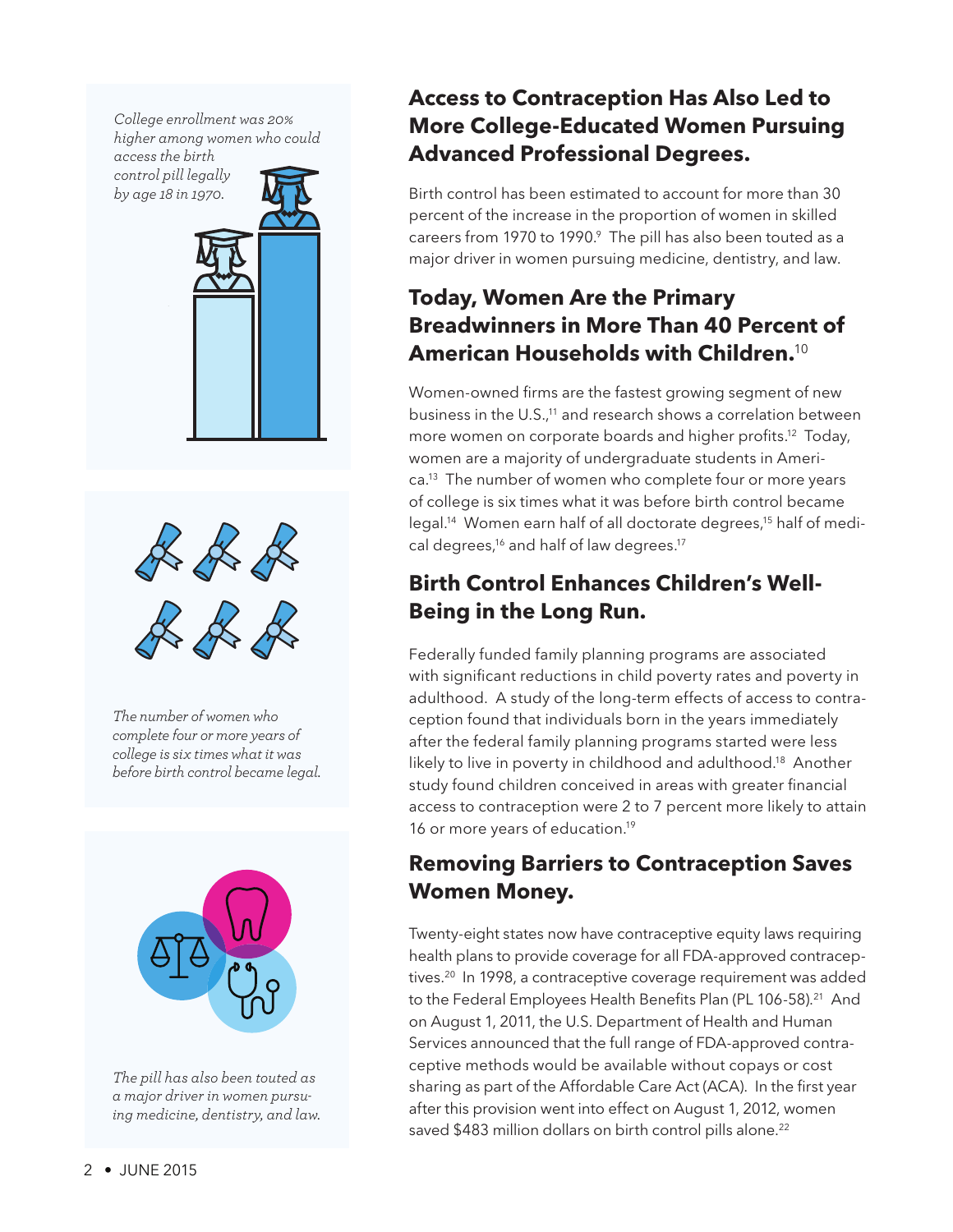*College enrollment was 20% higher among women who could access the birth control pill legally by age 18 in 1970.*

*The number of women who complete four or more years of college is six times what it was before birth control became legal.*

*The pill has also been touted as a major driver in women pursuing medicine, dentistry, and law.*

## Access to Contraception Has Also Led to More College-Educated Women Pursuing Advanced Professional Degrees.

Birth control has been estimated to account for more than 30 percent of the increase in the proportion of women in skilled careers from 1970 to 1990.[9] The pill has also been touted as a major driver in women pursuing medicine, dentistry, and law.

## Today, Women Are the Primary Breadwinners in More Than 40 Percent of American Households with Children.[10]

Women-owned firms are the fastest growing segment of new business in the U.S.,[11] and research shows a correlation between more women on corporate boards and higher profits.[12] Today, women are a majority of undergraduate students in America.[13] The number of women who complete four or more years of college is six times what it was before birth control became legal.[14] Women earn half of all doctorate degrees,[15] half of medical degrees,[16] and half of law degrees.[17]

## Birth Control Enhances Children's Well-Being in the Long Run.

Federally funded family planning programs are associated with significant reductions in child poverty rates and poverty in adulthood. A study of the long-term effects of access to contraception found that individuals born in the years immediately after the federal family planning programs started were less likely to live in poverty in childhood and adulthood.[18] Another study found children conceived in areas with greater financial access to contraception were 2 to 7 percent more likely to attain 16 or more years of education.[19]

## Removing Barriers to Contraception Saves Women Money.

Twenty-eight states now have contraceptive equity laws requiring health plans to provide coverage for all FDA-approved contraceptives.[20] In 1998, a contraceptive coverage requirement was added to the Federal Employees Health Benefits Plan (PL 106-58).[21] And on August 1, 2011, the U.S. Department of Health and Human Services announced that the full range of FDA-approved contraceptive methods would be available without copays or cost sharing as part of the Affordable Care Act (ACA). In the first year after this provision went into effect on August 1, 2012, women saved $483 million dollars on birth control pills alone.[22]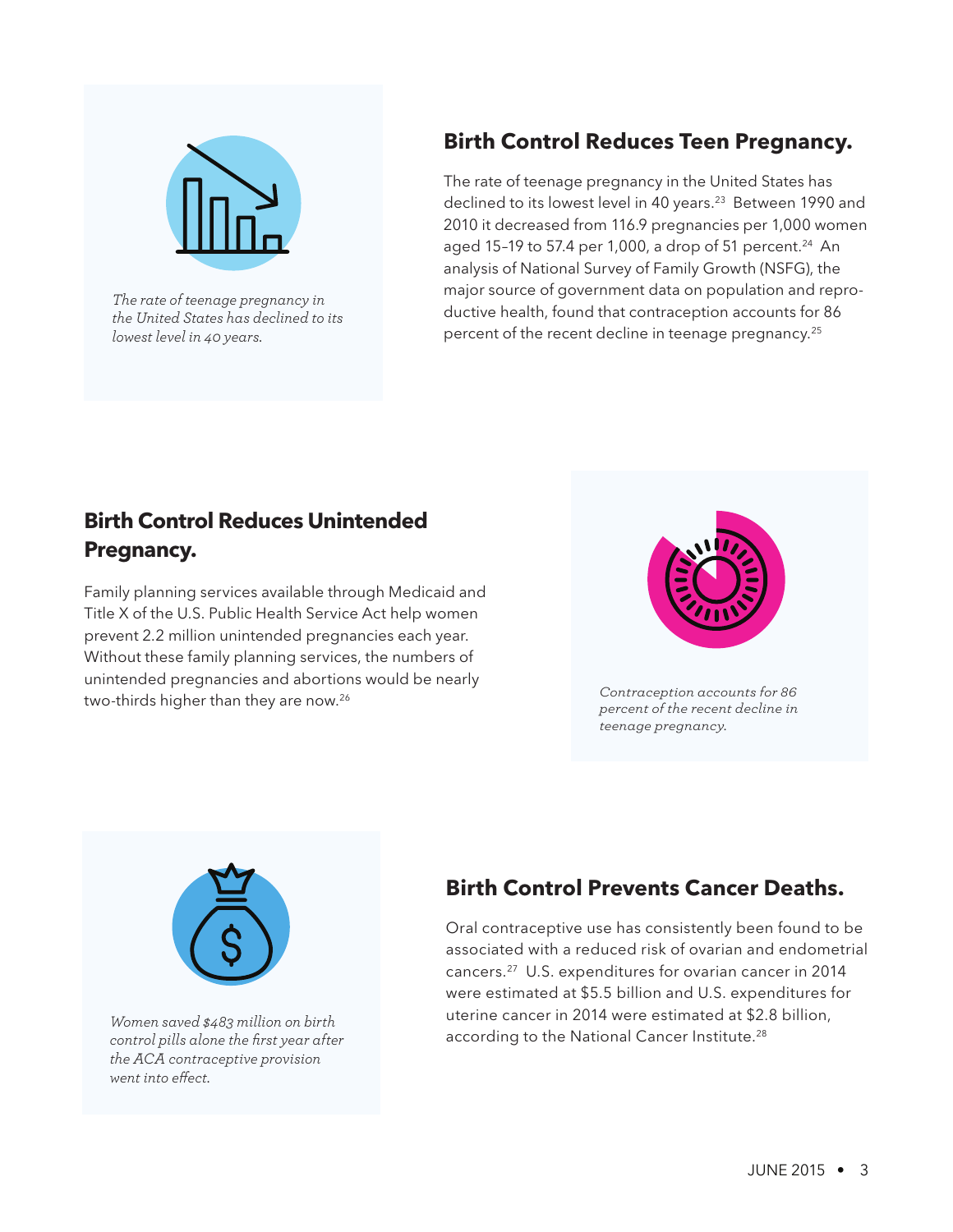*The rate of teenage pregnancy in the United States has declined to its lowest level in 40 years.*

## Birth Control Reduces Teen Pregnancy.

The rate of teenage pregnancy in the United States has declined to its lowest level in 40 years.[23] Between 1990 and 2010 it decreased from 116.9 pregnancies per 1,000 women aged 15–19 to 57.4 per 1,000, a drop of 51 percent.[24] An analysis of National Survey of Family Growth (NSFG), the major source of government data on population and reproductive health, found that contraception accounts for 86 percent of the recent decline in teenage pregnancy.[25]

## Birth Control Reduces Unintended Pregnancy.

Family planning services available through Medicaid and Title X of the U.S. Public Health Service Act help women prevent 2.2 million unintended pregnancies each year. Without these family planning services, the numbers of unintended pregnancies and abortions would be nearly two-thirds higher than they are now.[26]

*Contraception accounts for 86 percent of the recent decline in teenage pregnancy.*

*Women saved $483 million on birth control pills alone the first year after the ACA contraceptive provision went into effect.*

## Birth Control Prevents Cancer Deaths.

Oral contraceptive use has consistently been found to be associated with a reduced risk of ovarian and endometrial cancers.[27] U.S. expenditures for ovarian cancer in 2014 were estimated at $5.5 billion and U.S. expenditures for uterine cancer in 2014 were estimated at $2.8 billion, according to the National Cancer Institute.[28]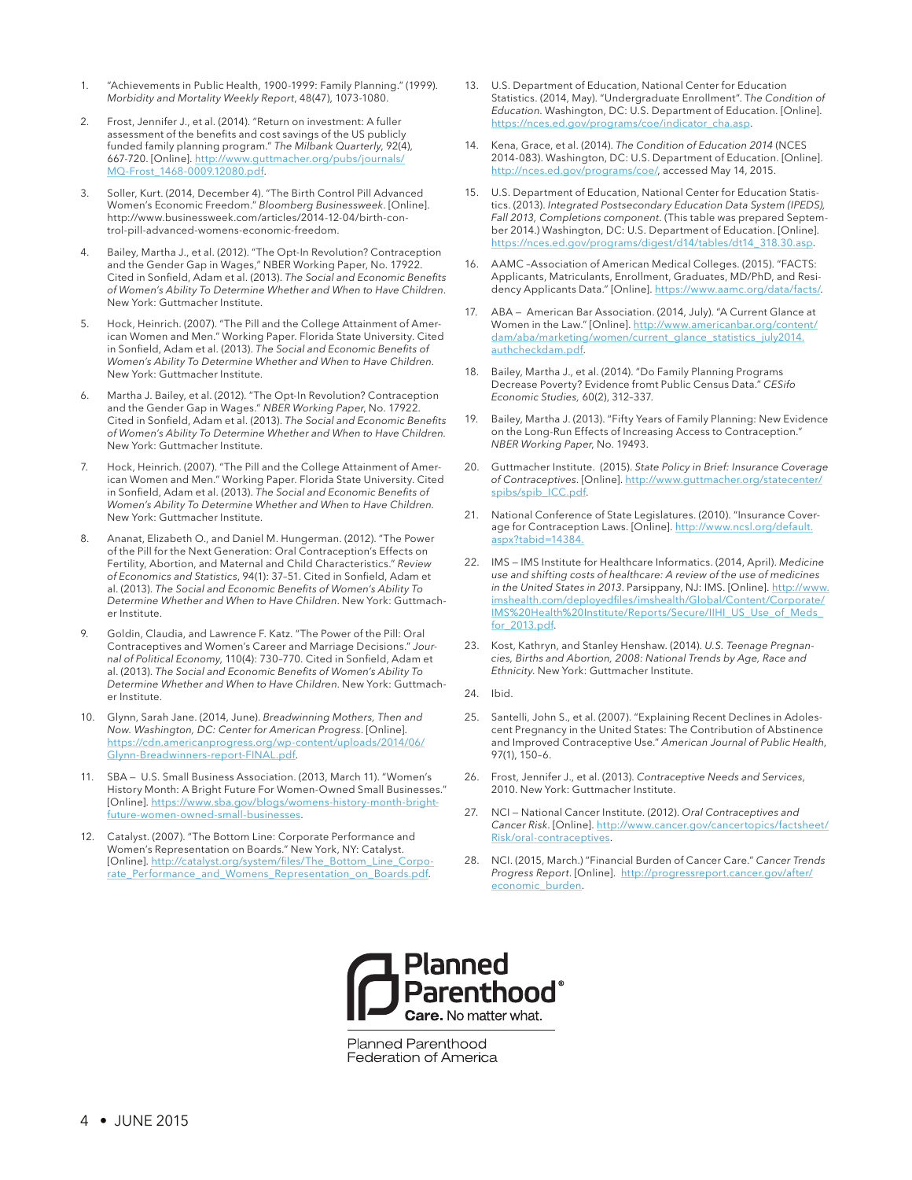1. "Achievements in Public Health, 1900-1999: Family Planning." (1999). *Morbidity and Mortality Weekly Report*, 48(47), 1073-1080.

2. Frost, Jennifer J., et al. (2014). "Return on investment: A fuller assessment of the benefits and cost savings of the US publicly funded family planning program." *The Milbank Quarterly*, 92(4), 667-720. [Online]. http://www.guttmacher.org/pubs/journals/MQ-Frost_1468-0009.12080.pdf.

3. Soller, Kurt. (2014, December 4). "The Birth Control Pill Advanced Women's Economic Freedom." *Bloomberg Businessweek*. [Online]. http://www.businessweek.com/articles/2014-12-04/birth-control-pill-advanced-womens-economic-freedom.

4. Bailey, Martha J., et al. (2012). "The Opt-In Revolution? Contraception and the Gender Gap in Wages," NBER Working Paper, No. 17922. Cited in Sonfield, Adam et al. (2013). *The Social and Economic Benefits of Women's Ability To Determine Whether and When to Have Children*. New York: Guttmacher Institute.

5. Hock, Heinrich. (2007). "The Pill and the College Attainment of American Women and Men." Working Paper. Florida State University. Cited in Sonfield, Adam et al. (2013). *The Social and Economic Benefits of Women's Ability To Determine Whether and When to Have Children*. New York: Guttmacher Institute.

6. Martha J. Bailey, et al. (2012). "The Opt-In Revolution? Contraception and the Gender Gap in Wages." *NBER Working Paper*, No. 17922. Cited in Sonfield, Adam et al. (2013). *The Social and Economic Benefits of Women's Ability To Determine Whether and When to Have Children*. New York: Guttmacher Institute.

7. Hock, Heinrich. (2007). "The Pill and the College Attainment of American Women and Men." Working Paper. Florida State University. Cited in Sonfield, Adam et al. (2013). *The Social and Economic Benefits of Women's Ability To Determine Whether and When to Have Children*. New York: Guttmacher Institute.

8. Ananat, Elizabeth O., and Daniel M. Hungerman. (2012). "The Power of the Pill for the Next Generation: Oral Contraception's Effects on Fertility, Abortion, and Maternal and Child Characteristics." *Review of Economics and Statistics*, 94(1): 37–51. Cited in Sonfield, Adam et al. (2013). *The Social and Economic Benefits of Women's Ability To Determine Whether and When to Have Children*. New York: Guttmacher Institute.

9. Goldin, Claudia, and Lawrence F. Katz. "The Power of the Pill: Oral Contraceptives and Women's Career and Marriage Decisions." *Journal of Political Economy*, 110(4): 730–770. Cited in Sonfield, Adam et al. (2013). *The Social and Economic Benefits of Women's Ability To Determine Whether and When to Have Children*. New York: Guttmacher Institute.

10. Glynn, Sarah Jane. (2014, June). *Breadwinning Mothers, Then and Now. Washington, DC: Center for American Progress*. [Online]. https://cdn.americanprogress.org/wp-content/uploads/2014/06/Glynn-Breadwinners-report-FINAL.pdf.

11. SBA – U.S. Small Business Association. (2013, March 11). "Women's History Month: A Bright Future For Women-Owned Small Businesses." [Online]. https://www.sba.gov/blogs/womens-history-month-bright-future-women-owned-small-businesses.

12. Catalyst. (2007). "The Bottom Line: Corporate Performance and Women's Representation on Boards." New York, NY: Catalyst. [Online]. http://catalyst.org/system/files/The_Bottom_Line_Corporate_Performance_and_Womens_Representation_on_Boards.pdf.

13. U.S. Department of Education, National Center for Education Statistics. (2014, May). "Undergraduate Enrollment". *The Condition of Education*. Washington, DC: U.S. Department of Education. [Online]. https://nces.ed.gov/programs/coe/indicator_cha.asp.

14. Kena, Grace, et al. (2014). *The Condition of Education 2014* (NCES 2014-083). Washington, DC: U.S. Department of Education. [Online]. http://nces.ed.gov/programs/coe/, accessed May 14, 2015.

15. U.S. Department of Education, National Center for Education Statistics. (2013). *Integrated Postsecondary Education Data System (IPEDS), Fall 2013, Completions component*. (This table was prepared September 2014.) Washington, DC: U.S. Department of Education. [Online]. https://nces.ed.gov/programs/digest/d14/tables/dt14_318.30.asp.

16. AAMC –Association of American Medical Colleges. (2015). "FACTS: Applicants, Matriculants, Enrollment, Graduates, MD/PhD, and Residency Applicants Data." [Online]. https://www.aamc.org/data/facts/.

17. ABA – American Bar Association. (2014, July). "A Current Glance at Women in the Law." [Online]. http://www.americanbar.org/content/dam/aba/marketing/women/current_glance_statistics_july2014.authcheckdam.pdf.

18. Bailey, Martha J., et al. (2014). "Do Family Planning Programs Decrease Poverty? Evidence fromt Public Census Data." *CESifo Economic Studies,* 60(2), 312–337.

19. Bailey, Martha J. (2013). "Fifty Years of Family Planning: New Evidence on the Long-Run Effects of Increasing Access to Contraception." *NBER Working Paper*, No. 19493.

20. Guttmacher Institute. (2015). *State Policy in Brief: Insurance Coverage of Contraceptives*. [Online]. http://www.guttmacher.org/statecenter/spibs/spib_ICC.pdf.

21. National Conference of State Legislatures. (2010). "Insurance Coverage for Contraception Laws. [Online]. http://www.ncsl.org/default.aspx?tabid=14384.

22. IMS – IMS Institute for Healthcare Informatics. (2014, April). *Medicine use and shifting costs of healthcare: A review of the use of medicines in the United States in 2013*. Parsippany, NJ: IMS. [Online]. http://www.imshealth.com/deployedfiles/imshealth/Global/Content/Corporate/IMS%20Health%20Institute/Reports/Secure/IIHI_US_Use_of_Meds_for_2013.pdf.

23. Kost, Kathryn, and Stanley Henshaw. (2014). *U.S. Teenage Pregnancies, Births and Abortion, 2008: National Trends by Age, Race and Ethnicity*. New York: Guttmacher Institute.

24. Ibid.

25. Santelli, John S., et al. (2007). "Explaining Recent Declines in Adolescent Pregnancy in the United States: The Contribution of Abstinence and Improved Contraceptive Use." *American Journal of Public Health*, 97(1), 150–6.

26. Frost, Jennifer J., et al. (2013). *Contraceptive Needs and Services*, 2010. New York: Guttmacher Institute.

27. NCI – National Cancer Institute. (2012). *Oral Contraceptives and Cancer Risk*. [Online]. http://www.cancer.gov/cancertopics/factsheet/Risk/oral-contraceptives.

28. NCI. (2015, March.) "Financial Burden of Cancer Care." *Cancer Trends Progress Report*. [Online]. http://progressreport.cancer.gov/after/economic_burden.

Planned Parenthood®

**Care.** No matter what.

Planned Parenthood Federation of America